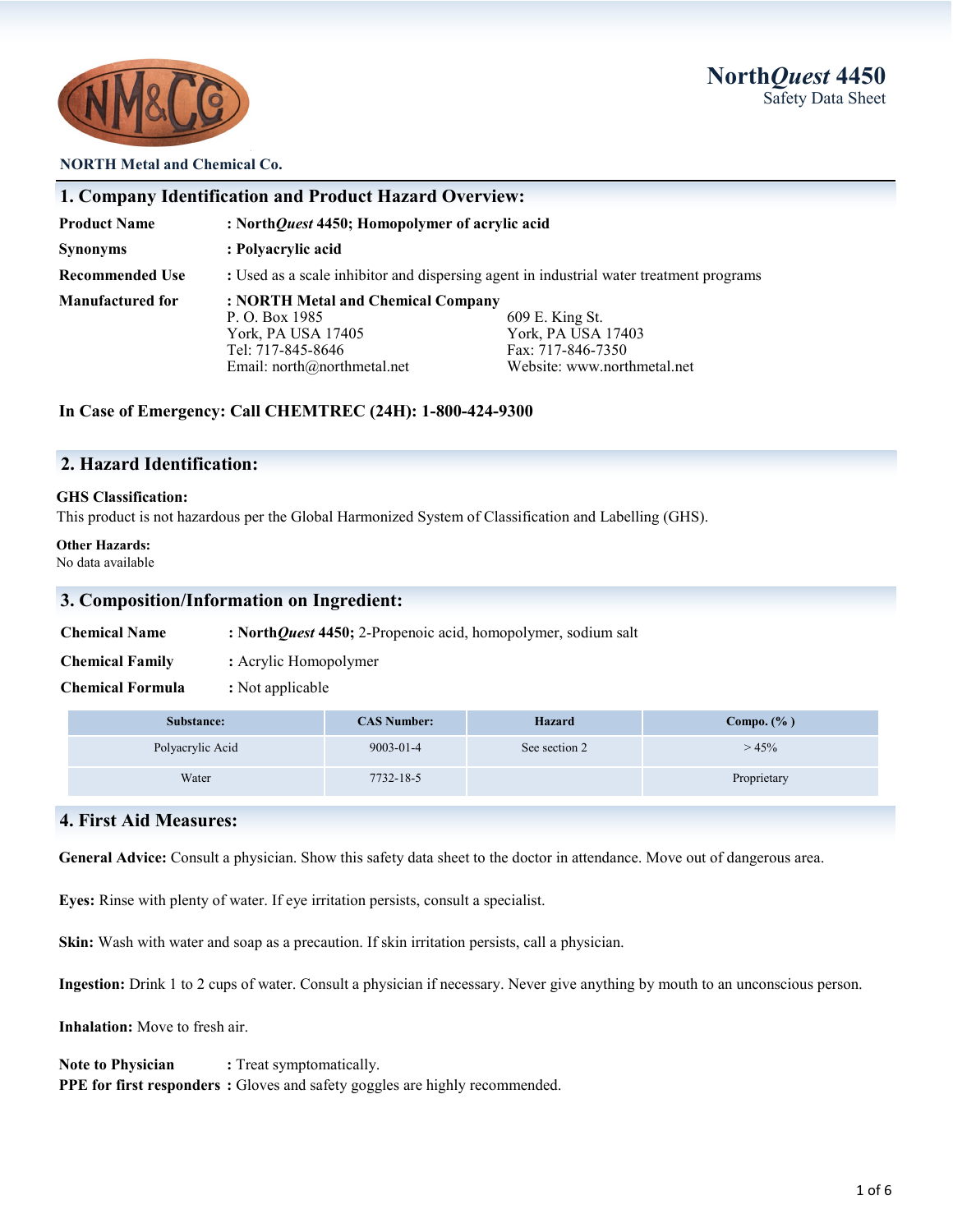# North*Quest* 4450
Safety Data Sheet

NORTH Metal and Chemical Co.

## 1. Company Identification and Product Hazard Overview:

**Product Name** : **North*Quest* 4450; Homopolymer of acrylic acid**

**Synonyms** : **Polyacrylic acid**

**Recommended Use** : Used as a scale inhibitor and dispersing agent in industrial water treatment programs

**Manufactured for** : **NORTH Metal and Chemical Company**
P. O. Box 1985
York, PA USA 17405
Tel: 717-845-8646
Email: north@northmetal.net

609 E. King St.
York, PA USA 17403
Fax: 717-846-7350
Website: www.northmetal.net

**In Case of Emergency: Call CHEMTREC (24H): 1-800-424-9300**

## 2. Hazard Identification:

**GHS Classification:**
This product is not hazardous per the Global Harmonized System of Classification and Labelling (GHS).

**Other Hazards:**
No data available

## 3. Composition/Information on Ingredient:

**Chemical Name** : **North*Quest* 4450;** 2-Propenoic acid, homopolymer, sodium salt

**Chemical Family** : Acrylic Homopolymer

**Chemical Formula** : Not applicable

| Substance: | CAS Number: | Hazard | Compo. (% ) |
|---|---|---|---|
| Polyacrylic Acid | 9003-01-4 | See section 2 | > 45% |
| Water | 7732-18-5 | | Proprietary |

## 4. First Aid Measures:

**General Advice:** Consult a physician. Show this safety data sheet to the doctor in attendance. Move out of dangerous area.

**Eyes:** Rinse with plenty of water. If eye irritation persists, consult a specialist.

**Skin:** Wash with water and soap as a precaution. If skin irritation persists, call a physician.

**Ingestion:** Drink 1 to 2 cups of water. Consult a physician if necessary. Never give anything by mouth to an unconscious person.

**Inhalation:** Move to fresh air.

**Note to Physician** : Treat symptomatically.
**PPE for first responders** : Gloves and safety goggles are highly recommended.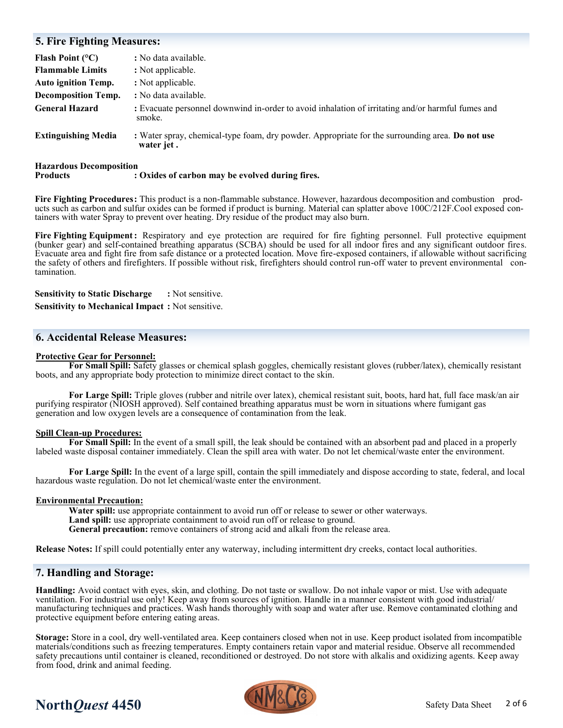## 5. Fire Fighting Measures:

**Flash Point (°C)** : No data available.

**Flammable Limits** : Not applicable.

**Auto ignition Temp.** : Not applicable.

**Decomposition Temp.** : No data available.

**General Hazard** : Evacuate personnel downwind in-order to avoid inhalation of irritating and/or harmful fumes and smoke.

**Extinguishing Media** : Water spray, chemical-type foam, dry powder. Appropriate for the surrounding area. **Do not use water jet .**

**Hazardous Decomposition Products** : **Oxides of carbon may be evolved during fires.**

**Fire Fighting Procedures:** This product is a non-flammable substance. However, hazardous decomposition and combustion products such as carbon and sulfur oxides can be formed if product is burning. Material can splatter above 100C/212F.Cool exposed containers with water Spray to prevent over heating. Dry residue of the product may also burn.

**Fire Fighting Equipment :** Respiratory and eye protection are required for fire fighting personnel. Full protective equipment (bunker gear) and self-contained breathing apparatus (SCBA) should be used for all indoor fires and any significant outdoor fires. Evacuate area and fight fire from safe distance or a protected location. Move fire-exposed containers, if allowable without sacrificing the safety of others and firefighters. If possible without risk, firefighters should control run-off water to prevent environmental contamination.

**Sensitivity to Static Discharge** : Not sensitive.

**Sensitivity to Mechanical Impact** : Not sensitive.

## 6. Accidental Release Measures:

**Protective Gear for Personnel:**

**For Small Spill:** Safety glasses or chemical splash goggles, chemically resistant gloves (rubber/latex), chemically resistant boots, and any appropriate body protection to minimize direct contact to the skin.

**For Large Spill:** Triple gloves (rubber and nitrile over latex), chemical resistant suit, boots, hard hat, full face mask/an air purifying respirator (NIOSH approved). Self contained breathing apparatus must be worn in situations where fumigant gas generation and low oxygen levels are a consequence of contamination from the leak.

**Spill Clean-up Procedures:**

**For Small Spill:** In the event of a small spill, the leak should be contained with an absorbent pad and placed in a properly labeled waste disposal container immediately. Clean the spill area with water. Do not let chemical/waste enter the environment.

**For Large Spill:** In the event of a large spill, contain the spill immediately and dispose according to state, federal, and local hazardous waste regulation. Do not let chemical/waste enter the environment.

**Environmental Precaution:**

**Water spill:** use appropriate containment to avoid run off or release to sewer or other waterways.
**Land spill:** use appropriate containment to avoid run off or release to ground.
**General precaution:** remove containers of strong acid and alkali from the release area.

**Release Notes:** If spill could potentially enter any waterway, including intermittent dry creeks, contact local authorities.

## 7. Handling and Storage:

**Handling:** Avoid contact with eyes, skin, and clothing. Do not taste or swallow. Do not inhale vapor or mist. Use with adequate ventilation. For industrial use only! Keep away from sources of ignition. Handle in a manner consistent with good industrial/manufacturing techniques and practices. Wash hands thoroughly with soap and water after use. Remove contaminated clothing and protective equipment before entering eating areas.

**Storage:** Store in a cool, dry well-ventilated area. Keep containers closed when not in use. Keep product isolated from incompatible materials/conditions such as freezing temperatures. Empty containers retain vapor and material residue. Observe all recommended safety precautions until container is cleaned, reconditioned or destroyed. Do not store with alkalis and oxidizing agents. Keep away from food, drink and animal feeding.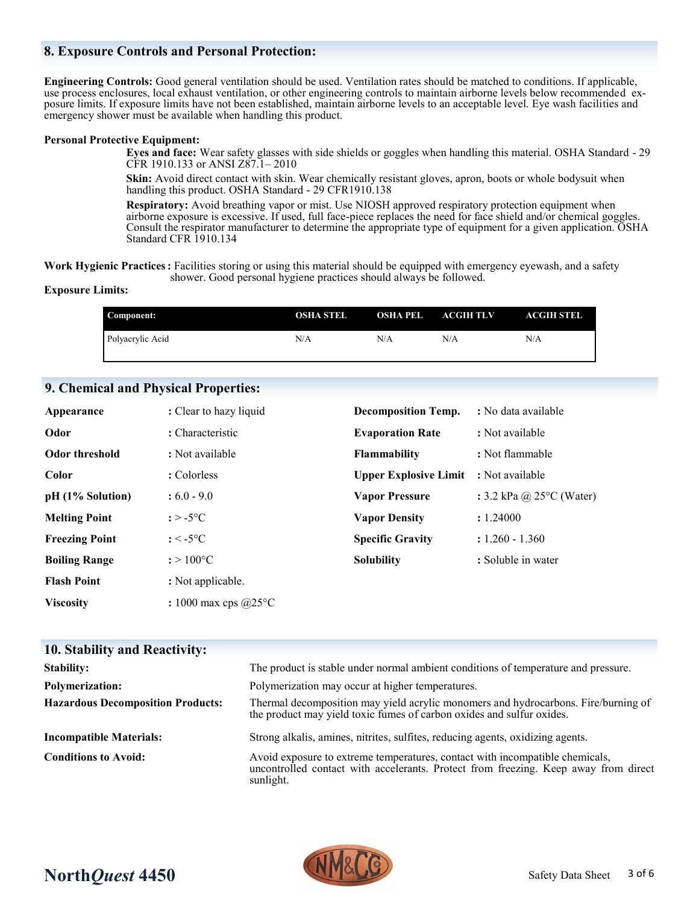## 8. Exposure Controls and Personal Protection:

**Engineering Controls:** Good general ventilation should be used. Ventilation rates should be matched to conditions. If applicable, use process enclosures, local exhaust ventilation, or other engineering controls to maintain airborne levels below recommended exposure limits. If exposure limits have not been established, maintain airborne levels to an acceptable level. Eye wash facilities and emergency shower must be available when handling this product.

**Personal Protective Equipment:**

**Eyes and face:** Wear safety glasses with side shields or goggles when handling this material. OSHA Standard - 29 CFR 1910.133 or ANSI Z87.1– 2010

**Skin:** Avoid direct contact with skin. Wear chemically resistant gloves, apron, boots or whole bodysuit when handling this product. OSHA Standard - 29 CFR1910.138

**Respiratory:** Avoid breathing vapor or mist. Use NIOSH approved respiratory protection equipment when airborne exposure is excessive. If used, full face-piece replaces the need for face shield and/or chemical goggles. Consult the respirator manufacturer to determine the appropriate type of equipment for a given application. OSHA Standard CFR 1910.134

**Work Hygienic Practices :** Facilities storing or using this material should be equipped with emergency eyewash, and a safety shower. Good personal hygiene practices should always be followed.

**Exposure Limits:**

| Component: | OSHA STEL | OSHA PEL | ACGIH TLV | ACGIH STEL |
|---|---|---|---|---|
| Polyacrylic Acid | N/A | N/A | N/A | N/A |

## 9. Chemical and Physical Properties:

| | |
|---|---|
| **Appearance** | : Clear to hazy liquid |
| **Odor** | : Characteristic |
| **Odor threshold** | : Not available |
| **Color** | : Colorless |
| **pH (1% Solution)** | : 6.0 - 9.0 |
| **Melting Point** | : > -5°C |
| **Freezing Point** | : < -5°C |
| **Boiling Range** | : > 100°C |
| **Flash Point** | : Not applicable. |
| **Viscosity** | : 1000 max cps @25°C |
| **Decomposition Temp.** | : No data available |
| **Evaporation Rate** | : Not available |
| **Flammability** | : Not flammable |
| **Upper Explosive Limit** | : Not available |
| **Vapor Pressure** | : 3.2 kPa @ 25°C (Water) |
| **Vapor Density** | : 1.24000 |
| **Specific Gravity** | : 1.260 - 1.360 |
| **Solubility** | : Soluble in water |

## 10. Stability and Reactivity:

| | |
|---|---|
| **Stability:** | The product is stable under normal ambient conditions of temperature and pressure. |
| **Polymerization:** | Polymerization may occur at higher temperatures. |
| **Hazardous Decomposition Products:** | Thermal decomposition may yield acrylic monomers and hydrocarbons. Fire/burning of the product may yield toxic fumes of carbon oxides and sulfur oxides. |
| **Incompatible Materials:** | Strong alkalis, amines, nitrites, sulfites, reducing agents, oxidizing agents. |
| **Conditions to Avoid:** | Avoid exposure to extreme temperatures, contact with incompatible chemicals, uncontrolled contact with accelerants. Protect from freezing. Keep away from direct sunlight. |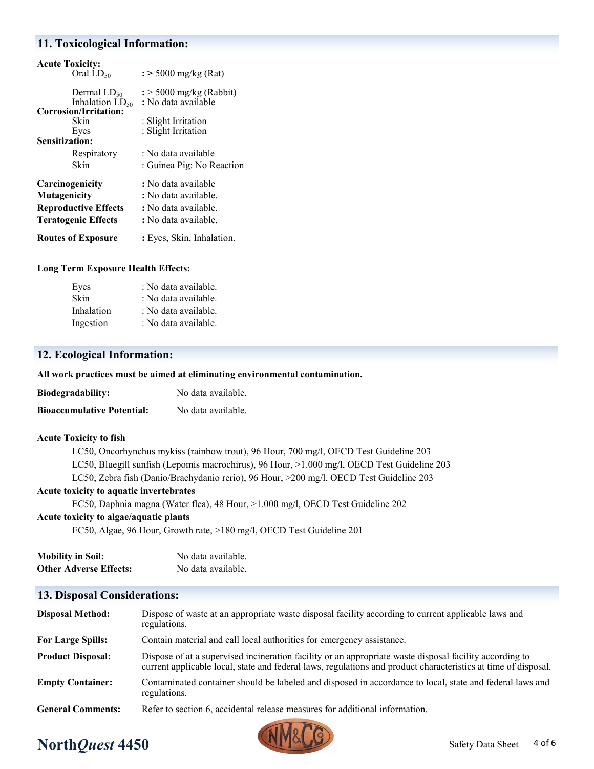## 11. Toxicological Information:

**Acute Toxicity:**

| | |
|---|---|
| Oral $LD_{50}$ | **:** > 5000 mg/kg (Rat) |
| Dermal $LD_{50}$ | **:** > 5000 mg/kg (Rabbit) |
| Inhalation $LD_{50}$ | **:** No data available |

**Corrosion/Irritation:**

| | |
|---|---|
| Skin | : Slight Irritation |
| Eyes | : Slight Irritation |

**Sensitization:**

| | |
|---|---|
| Respiratory | : No data available |
| Skin | : Guinea Pig: No Reaction |

| | |
|---|---|
| **Carcinogenicity** | **:** No data available |
| **Mutagenicity** | **:** No data available. |
| **Reproductive Effects** | **:** No data available. |
| **Teratogenic Effects** | **:** No data available. |
| **Routes of Exposure** | **:** Eyes, Skin, Inhalation. |

**Long Term Exposure Health Effects:**

| | |
|---|---|
| Eyes | : No data available. |
| Skin | : No data available. |
| Inhalation | : No data available. |
| Ingestion | : No data available. |

## 12. Ecological Information:

**All work practices must be aimed at eliminating environmental contamination.**

**Biodegradability:** No data available.

**Bioaccumulative Potential:** No data available.

**Acute Toxicity to fish**

LC50, Oncorhynchus mykiss (rainbow trout), 96 Hour, 700 mg/l, OECD Test Guideline 203

LC50, Bluegill sunfish (Lepomis macrochirus), 96 Hour, >1.000 mg/l, OECD Test Guideline 203

LC50, Zebra fish (Danio/Brachydanio rerio), 96 Hour, >200 mg/l, OECD Test Guideline 203

**Acute toxicity to aquatic invertebrates**

EC50, Daphnia magna (Water flea), 48 Hour, >1.000 mg/l, OECD Test Guideline 202

**Acute toxicity to algae/aquatic plants**

EC50, Algae, 96 Hour, Growth rate, >180 mg/l, OECD Test Guideline 201

**Mobility in Soil:** No data available.

**Other Adverse Effects:** No data available.

## 13. Disposal Considerations:

| | |
|---|---|
| **Disposal Method:** | Dispose of waste at an appropriate waste disposal facility according to current applicable laws and regulations. |
| **For Large Spills:** | Contain material and call local authorities for emergency assistance. |
| **Product Disposal:** | Dispose of at a supervised incineration facility or an appropriate waste disposal facility according to current applicable local, state and federal laws, regulations and product characteristics at time of disposal. |
| **Empty Container:** | Contaminated container should be labeled and disposed in accordance to local, state and federal laws and regulations. |
| **General Comments:** | Refer to section 6, accidental release measures for additional information. |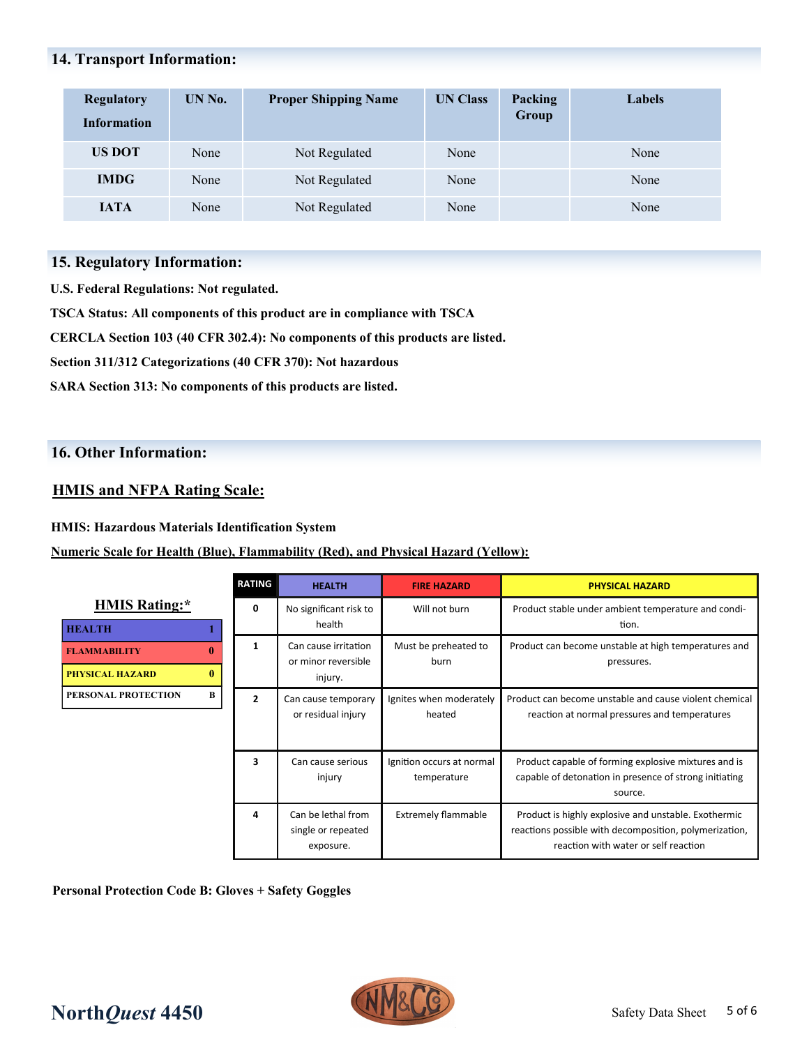## 14. Transport Information:

| Regulatory Information | UN No. | Proper Shipping Name | UN Class | Packing Group | Labels |
|---|---|---|---|---|---|
| US DOT | None | Not Regulated | None | | None |
| IMDG | None | Not Regulated | None | | None |
| IATA | None | Not Regulated | None | | None |

## 15. Regulatory Information:

**U.S. Federal Regulations: Not regulated.**

**TSCA Status: All components of this product are in compliance with TSCA**

**CERCLA Section 103 (40 CFR 302.4): No components of this products are listed.**

**Section 311/312 Categorizations (40 CFR 370): Not hazardous**

**SARA Section 313: No components of this products are listed.**

## 16. Other Information:

### HMIS and NFPA Rating Scale:

**HMIS: Hazardous Materials Identification System**

**Numeric Scale for Health (Blue), Flammability (Red), and Physical Hazard (Yellow):**

**HMIS Rating:***

| | |
|---|---|
| HEALTH | 1 |
| FLAMMABILITY | 0 |
| PHYSICAL HAZARD | 0 |
| PERSONAL PROTECTION | B |

| RATING | HEALTH | FIRE HAZARD | PHYSICAL HAZARD |
|---|---|---|---|
| 0 | No significant risk to health | Will not burn | Product stable under ambient temperature and condition. |
| 1 | Can cause irritation or minor reversible injury. | Must be preheated to burn | Product can become unstable at high temperatures and pressures. |
| 2 | Can cause temporary or residual injury | Ignites when moderately heated | Product can become unstable and cause violent chemical reaction at normal pressures and temperatures |
| 3 | Can cause serious injury | Ignition occurs at normal temperature | Product capable of forming explosive mixtures and is capable of detonation in presence of strong initiating source. |
| 4 | Can be lethal from single or repeated exposure. | Extremely flammable | Product is highly explosive and unstable. Exothermic reactions possible with decomposition, polymerization, reaction with water or self reaction |

**Personal Protection Code B: Gloves + Safety Goggles**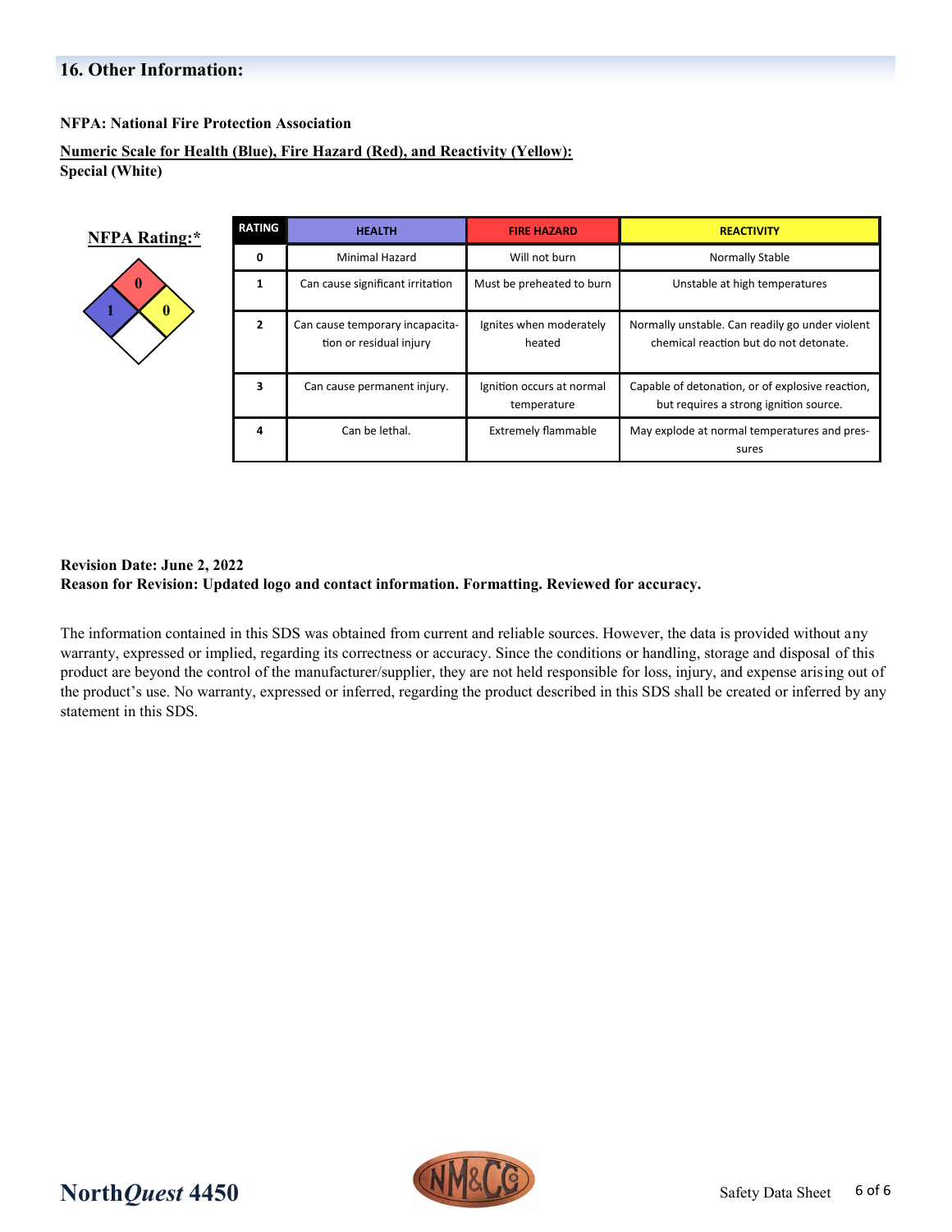## 16. Other Information:

**NFPA: National Fire Protection Association**

**Numeric Scale for Health (Blue), Fire Hazard (Red), and Reactivity (Yellow):**
**Special (White)**

**NFPA Rating:***

0
1 0

| RATING | HEALTH | FIRE HAZARD | REACTIVITY |
|---|---|---|---|
| 0 | Minimal Hazard | Will not burn | Normally Stable |
| 1 | Can cause significant irritation | Must be preheated to burn | Unstable at high temperatures |
| 2 | Can cause temporary incapacitation or residual injury | Ignites when moderately heated | Normally unstable. Can readily go under violent chemical reaction but do not detonate. |
| 3 | Can cause permanent injury. | Ignition occurs at normal temperature | Capable of detonation, or of explosive reaction, but requires a strong ignition source. |
| 4 | Can be lethal. | Extremely flammable | May explode at normal temperatures and pressures |

**Revision Date: June 2, 2022**
**Reason for Revision: Updated logo and contact information. Formatting. Reviewed for accuracy.**

The information contained in this SDS was obtained from current and reliable sources. However, the data is provided without any warranty, expressed or implied, regarding its correctness or accuracy. Since the conditions or handling, storage and disposal of this product are beyond the control of the manufacturer/supplier, they are not held responsible for loss, injury, and expense arising out of the product's use. No warranty, expressed or inferred, regarding the product described in this SDS shall be created or inferred by any statement in this SDS.